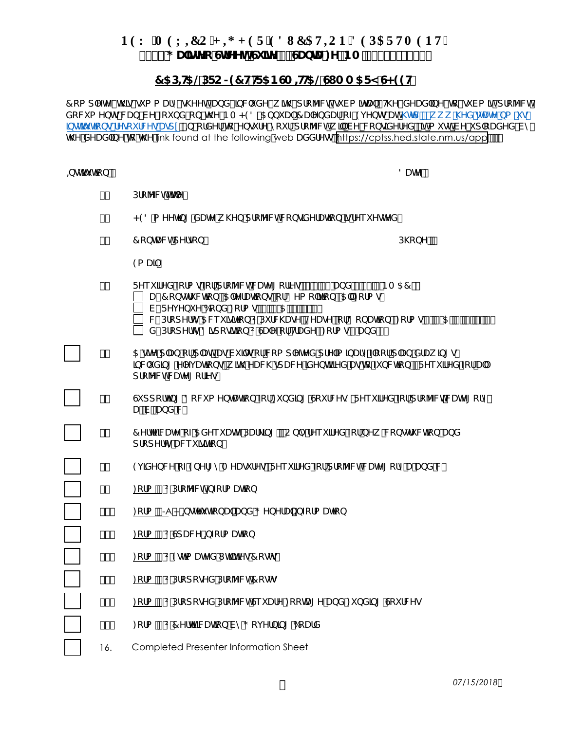**NEW MEXICO HIGHER EDUCATION DEPARTMENT**
**Galisteo Street, Suite , Santa Fe, NM**

## CAPITAL PROJECT TRANSMITTAL SUMMARY SHEET

Complete this summary sheet and include with project submittal. The deadline to submit project documents can be found on the NM HED Annual Calendar of Events at http://www.hed.state.nm.us/institutions/resources.aspx. In order to ensure your projects will be considered, it must be uploaded by the deadline to the link found at the following web address: https://cptss.hed.state.nm.us/app

Institution: Date:

1. Project Title:

2. HED meeting date when project consideration is requested:

3. Contact Person: Phone:

   Email:

4. Required forms for project categories and NMAC:
   - ☐ a. Construction, Alterations, or Demolition Approval Forms
   - ☐ b. Revenue Bond Forms ( A )
   - ☐ c. Property Acquisition (Purchase, Lease, or Donation) Forms ( A )
   - ☐ d. Property Disposition (Sale or Trade) Forms ( and )

☐ 5. Attested plan or plat, as built or completed preliminary or final drawings, including elevations, with each space identified as to function. Required for all project categories.

☐ 6. Supporting Documentation for Funding Sources. Required for project category (a), (b), and (c).

☐ 7. Certificate of Adequate Parking. Only required for new construction and property acquisition.

☐ 8. Evidence of Energy Measures. Required for project category (a) and (c).

☐ 9. Form : Project Information

☐ 10. Form -A-H: Institutional and General Information

☐ 11. Form : Space Information

☐ 12. Form : Estimated Utilities Costs

☐ 13. Form : Proposed Project Costs

☐ 14. Form : Proposed Project Square Footage and Funding Sources

☐ 15. Form : Certification by Governing Board

☐ 16. Completed Presenter Information Sheet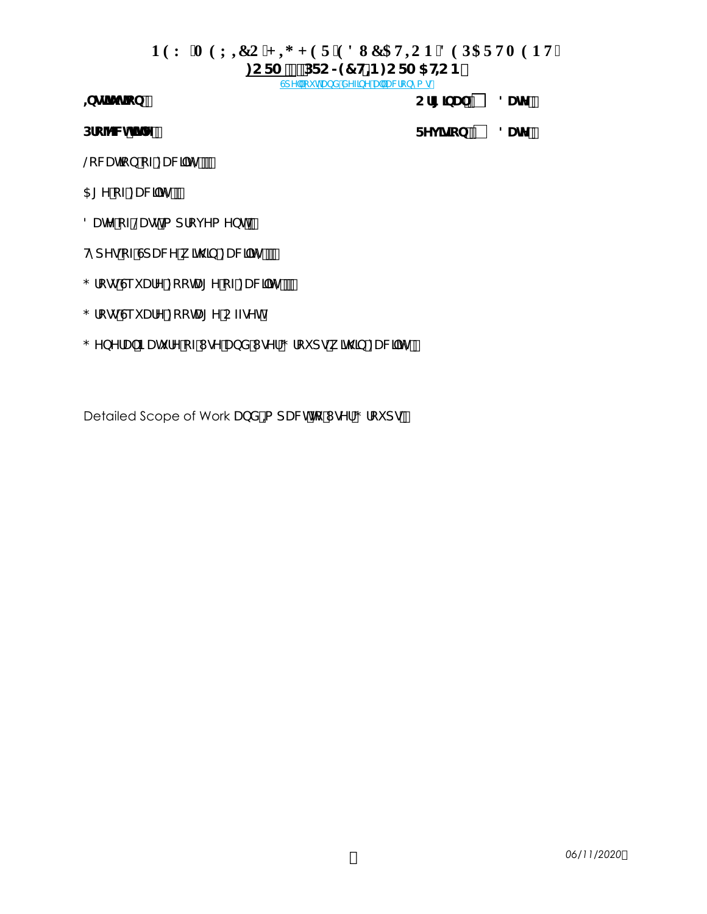# NEW MEXICO HIGHER EDUCATION DEPARTMENT

## FORM PROJECT INFORMATION

Spell out and define all acronyms

**Institution:** **Original:** **Date:**

**Project Title:** **Revision:** **Date:**

Location of Facility:

Age of Facility:

Date of Last Improvements:

Types of Space within Facility:

Gross Square Footage of Facility:

Gross Square Footage Offset

General Nature of Use and User Groups within Facility:

Detailed Scope of Work and Impact to User Groups: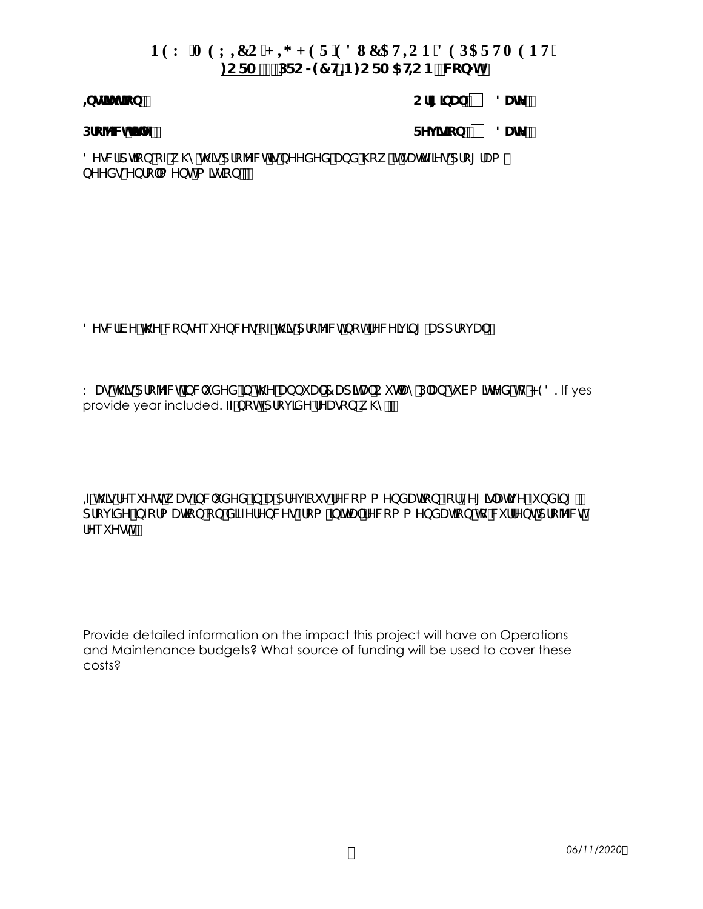# NEW MEXICO HIGHER EDUCATION DEPARTMENT

## FORM PROJECT INFORMATION (cont.)

**Institution:** **Original Date:**

**Project Title:** **Revision Date:**

Description of why this project is needed and how it satisfies program needs, enrollment, mission:

Describe the consequences of this project not receiving approval:

Was this project included in the annual Capital Outlay Plan submitted to HED. If yes provide year included. If not, provide reason why:

If this request was included in a previous recommendation for legislative funding, provide information on differences from initial recommendation to current project request:

Provide detailed information on the impact this project will have on Operations and Maintenance budgets? What source of funding will be used to cover these costs?

*06/11/2020*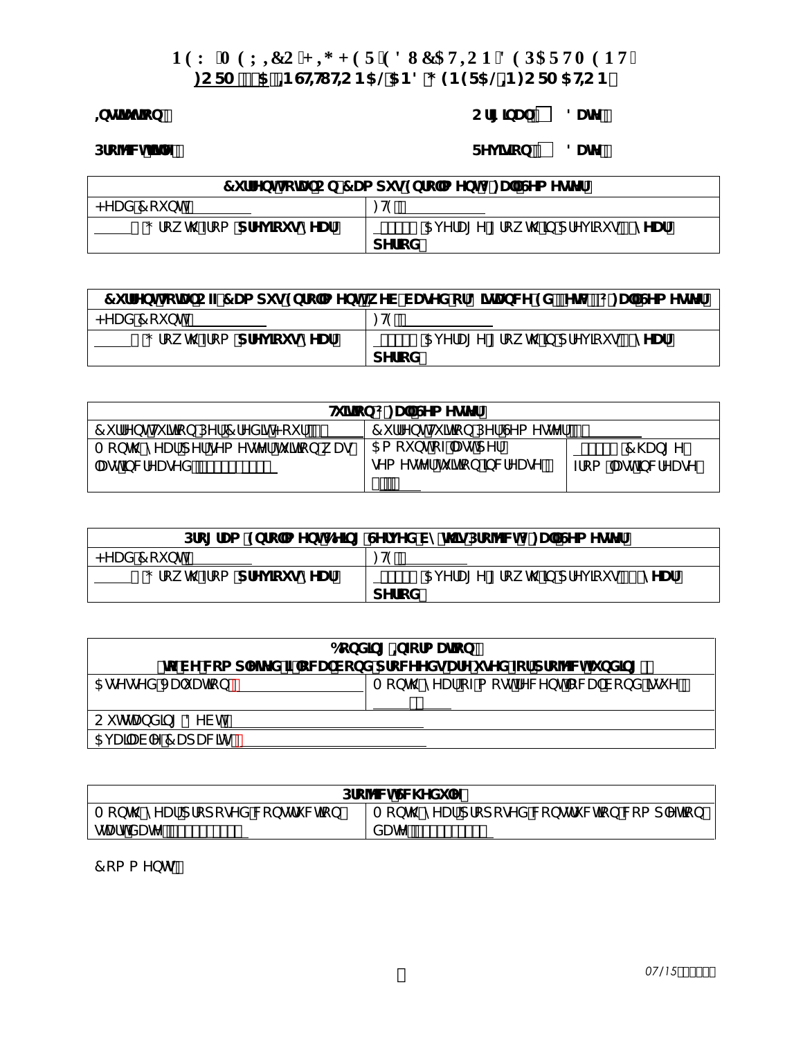# NEW MEXICO HIGHER EDUCATION DEPARTMENT

## FORM A – INSTITUTIONAL AND GENERAL INFORMATION

**Institution:** **Original: Date:**

**Project Title:** **Revision: Date:**

| **Current Total On-Campus Enrollments Fall Semester** | |
|---|---|
| Head Counts: ________ | FTE: ________ |
| ______ % Growth from **previous year** | ______ % Average growth in previous __ **year period** |

| **Current Total Off-Campus Enrollment (web based or distance ed.) Fall Semester** | |
|---|---|
| Head Counts: ________ | FTE: ________ |
| ______ % Growth from **previous year** | ______ % Average growth in previous __ **year period** |

| **Tuition – Fall Semester** | | |
|---|---|---|
| Current Tuition Per Credit Hour: ________ | Current Tuition Per Semester: ________ | |
| Month/year per semester tuition was last increased: ________ | Amount of last per semester tuition increase: ________ | ______ % Change from last increase |

| **Program Enrollments Being Served by this Project Fall Semester** | |
|---|---|
| Head Counts: ________ | FTE: ________ |
| ______ % Growth from **previous year** | ______ % Average growth in previous __ **year period** |

| **Bonding Information** (to be completed if local bond proceeds are used for project funding) | |
|---|---|
| Assessed Valuation: ________ | Month/year of most recent local bond issue: ________ |
| Outstanding Debts: ________ | |
| Available Capacity: ________ | |

| **Project Schedule** | |
|---|---|
| Month/year proposed construction start date: ________ | Month/year proposed construction completion date: ________ |

Comments: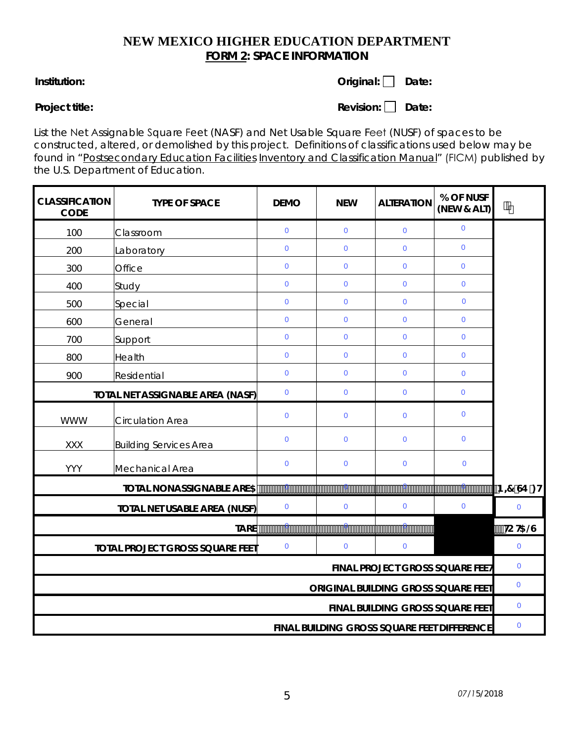# NEW MEXICO HIGHER EDUCATION DEPARTMENT

## FORM 2: SPACE INFORMATION

**Institution:** **Original:** ☐ **Date:**

**Project title:** **Revision:** ☐ **Date:**

List the Net Assignable Square Feet (NASF) and Net Usable Square Feet (NUSF) of spaces to be constructed, altered, or demolished by this project. Definitions of classifications used below may be found in "Postsecondary Education Facilities Inventory and Classification Manual" (FICM) published by the U.S. Department of Education.

| CLASSIFICATION CODE | TYPE OF SPACE | DEMO | NEW | ALTERATION | % OF NUSF (NEW & ALT) | |
|---|---|---|---|---|---|---|
| 100 | Classroom | 0 | 0 | 0 | 0 | |
| 200 | Laboratory | 0 | 0 | 0 | 0 | |
| 300 | Office | 0 | 0 | 0 | 0 | |
| 400 | Study | 0 | 0 | 0 | 0 | |
| 500 | Special | 0 | 0 | 0 | 0 | |
| 600 | General | 0 | 0 | 0 | 0 | |
| 700 | Support | 0 | 0 | 0 | 0 | |
| 800 | Health | 0 | 0 | 0 | 0 | |
| 900 | Residential | 0 | 0 | 0 | 0 | |
| | **TOTAL NET ASSIGNABLE AREA (NASF)** | 0 | 0 | 0 | 0 | |
| WWW | Circulation Area | 0 | 0 | 0 | 0 | |
| XXX | Building Services Area | 0 | 0 | 0 | 0 | |
| YYY | Mechanical Area | 0 | 0 | 0 | 0 | |
| | **TOTAL NONASSIGNABLE AREA** | 0 | 0 | 0 | 0 | |
| | **TOTAL NET USABLE AREA (NUSF)** | 0 | 0 | 0 | 0 | 0 |
| | **TARE** | 0 | 0 | 0 | | |
| | **TOTAL PROJECT GROSS SQUARE FEET** | 0 | 0 | 0 | | 0 |
| | **FINAL PROJECT GROSS SQUARE FEET** | | | | | 0 |
| | **ORIGINAL BUILDING GROSS SQUARE FEET** | | | | | 0 |
| | **FINAL BUILDING GROSS SQUARE FEET** | | | | | 0 |
| | **FINAL BUILDING GROSS SQUARE FEET DIFFERENCE** | | | | | 0 |

07/15/2018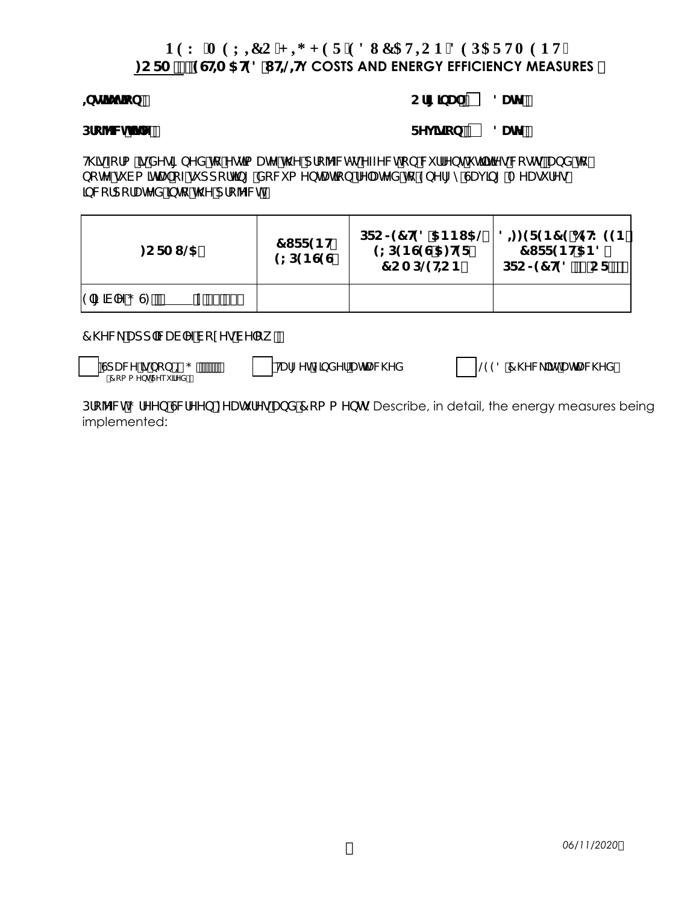# NEW MEXICO HIGHER EDUCATION DEPARTMENT
## FORM: ESTIMATED UTILITY COSTS AND ENERGY EFFICIENCY MEASURES

**Institution:**

**Original** ☐ **Date:**

**Project Title:**

**Revision** ☐ **Date:**

This form is designed to estimate the project's effects on current utilities costs and to note submittal of supporting documentation related to Energy Saving Measures incorporated into the project.

| FORMULA | CURRENT EXPENSES | PROJECTED ANNUAL EXPENSES AFTER COMPLETION | DIFFERENCE BETWEEN CURRENT AND PROJECTED (+ OR -) |
|---|---|---|---|
| Eligible GSF ______ | | | |

Check applicable boxes below:

☐ Space is non-I&G ______ (Comments required)

☐ Targets in design attached

☐ LEED Checklist attached

Project's Green Screen Measures and Comments. Describe, in detail, the energy measures being implemented: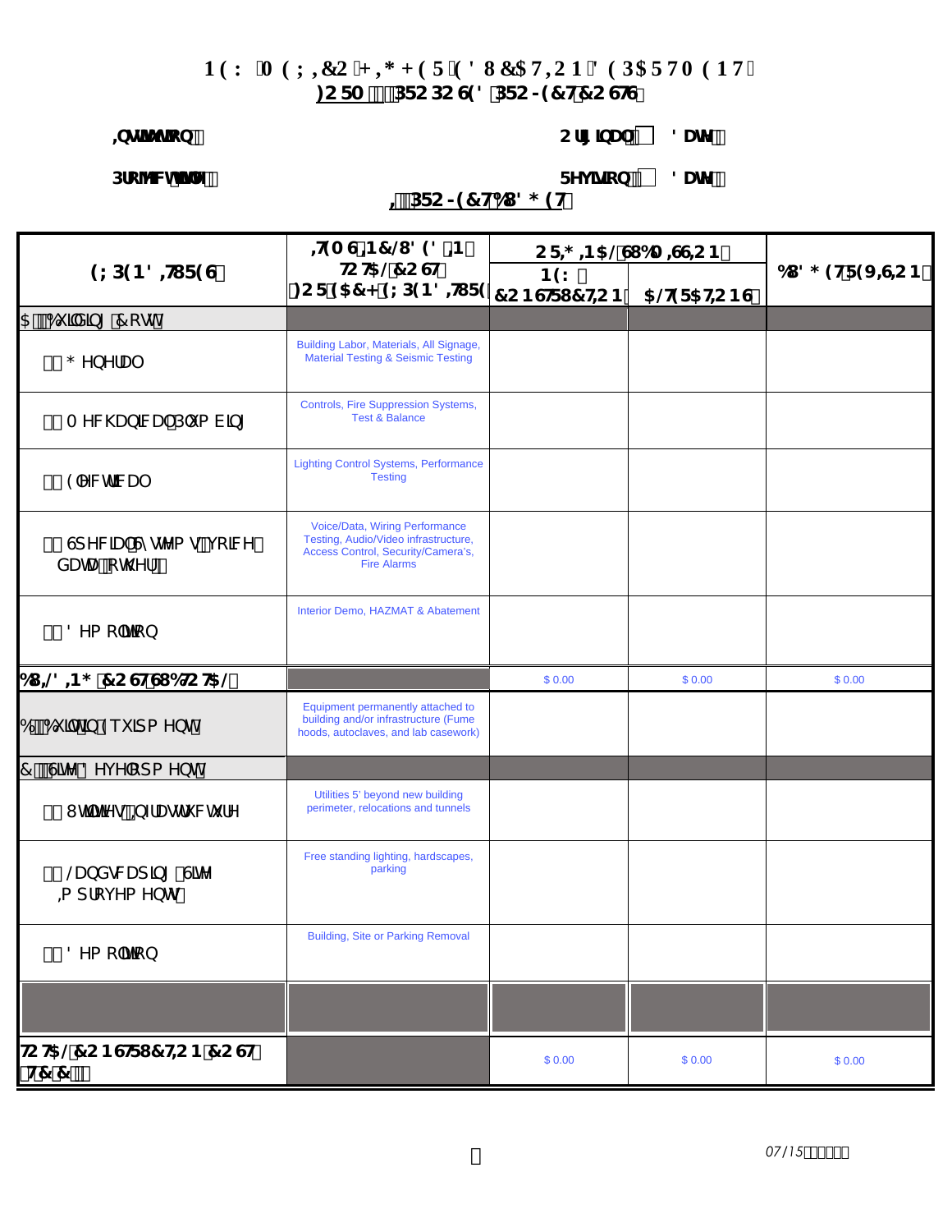# NEW MEXICO HIGHER EDUCATION DEPARTMENT

## FORM PROPOSED PROJECT COSTS

**Institution:** **Original Date:**

**Project Title:** **Revision Date:**

## I. PROJECT BUDGET

| EXPENDITURES | ITEMS INCLUDED IN TOTAL COST FOR EACH EXPENDITURE | ORIGINAL SUBMISSION | | BUDGET REVISION |
|---|---|---|---|---|
| | | NEW CONSTRUCTION | ALTERATIONS | |
| A. Building Costs | | | | |
| 1. General | Building Labor, Materials, All Signage, Material Testing & Seismic Testing | | | |
| 2. Mechanical/Plumbing | Controls, Fire Suppression Systems, Test & Balance | | | |
| 3. Electrical | Lighting Control Systems, Performance Testing | | | |
| 4. Special Systems (voice, data, other) | Voice/Data, Wiring Performance Testing, Audio/Video infrastructure, Access Control, Security/Camera's, Fire Alarms | | | |
| 5. Demolition | Interior Demo, HAZMAT & Abatement | | | |
| BUILDING COSTS SUBTOTAL | | $ 0.00 | $ 0.00 | $ 0.00 |
| B. Built-in Equipments | Equipment permanently attached to building and/or infrastructure (Fume hoods, autoclaves, and lab casework) | | | |
| C. Site Developments | | | | |
| 1. Utilities/Infrastructure | Utilities 5' beyond new building perimeter, relocations and tunnels | | | |
| 2. Landscaping/Site Improvements | Free standing lighting, hardscapes, parking | | | |
| 3. Demolition | Building, Site or Parking Removal | | | |
| | | | | |
| TOTAL CONSTRUCTION COST (TCC) | | $ 0.00 | $ 0.00 | $ 0.00 |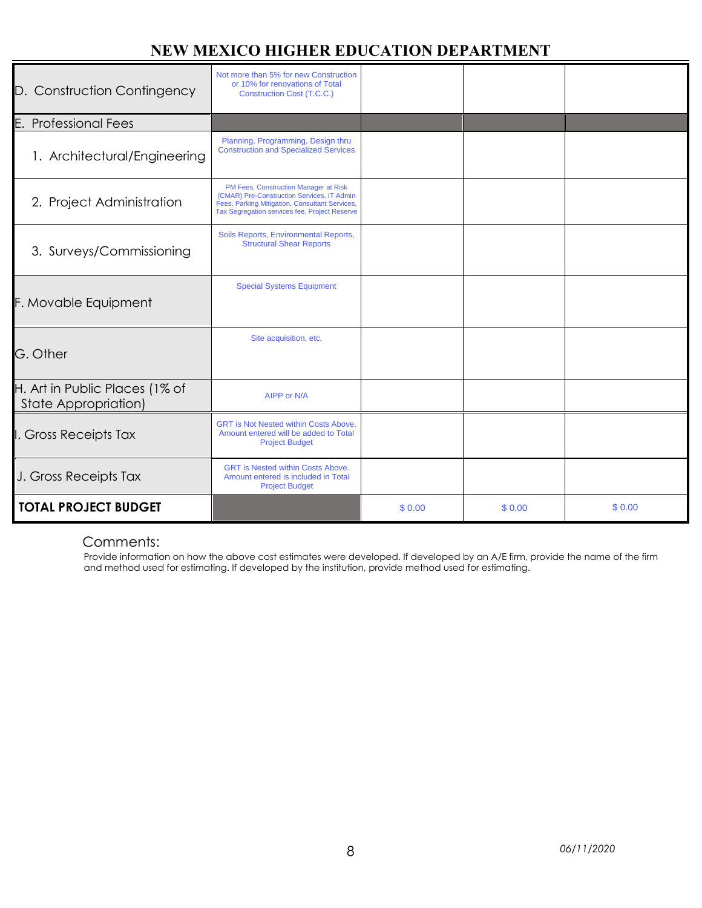# NEW MEXICO HIGHER EDUCATION DEPARTMENT

| | | | | |
|---|---|---|---|---|
| D. Construction Contingency | Not more than 5% for new Construction or 10% for renovations of Total Construction Cost (T.C.C.) | | | |
| E. Professional Fees | | | | |
| 1. Architectural/Engineering | Planning, Programming, Design thru Construction and Specialized Services | | | |
| 2. Project Administration | PM Fees, Construction Manager at Risk (CMAR) Pre-Construction Services, IT Admin Fees, Parking Mitigation, Consultant Services, Tax Segregation services fee, Project Reserve | | | |
| 3. Surveys/Commissioning | Soils Reports, Environmental Reports, Structural Shear Reports | | | |
| F. Movable Equipment | Special Systems Equipment | | | |
| G. Other | Site acquisition, etc. | | | |
| H. Art in Public Places (1% of State Appropriation) | AIPP or N/A | | | |
| I. Gross Receipts Tax | GRT is Not Nested within Costs Above. Amount entered will be added to Total Project Budget | | | |
| J. Gross Receipts Tax | GRT is Nested within Costs Above. Amount entered is included in Total Project Budget | | | |
| **TOTAL PROJECT BUDGET** | | $ 0.00 | $ 0.00 | $ 0.00 |

Comments:

Provide information on how the above cost estimates were developed. If developed by an A/E firm, provide the name of the firm and method used for estimating. If developed by the institution, provide method used for estimating.

*06/11/2020*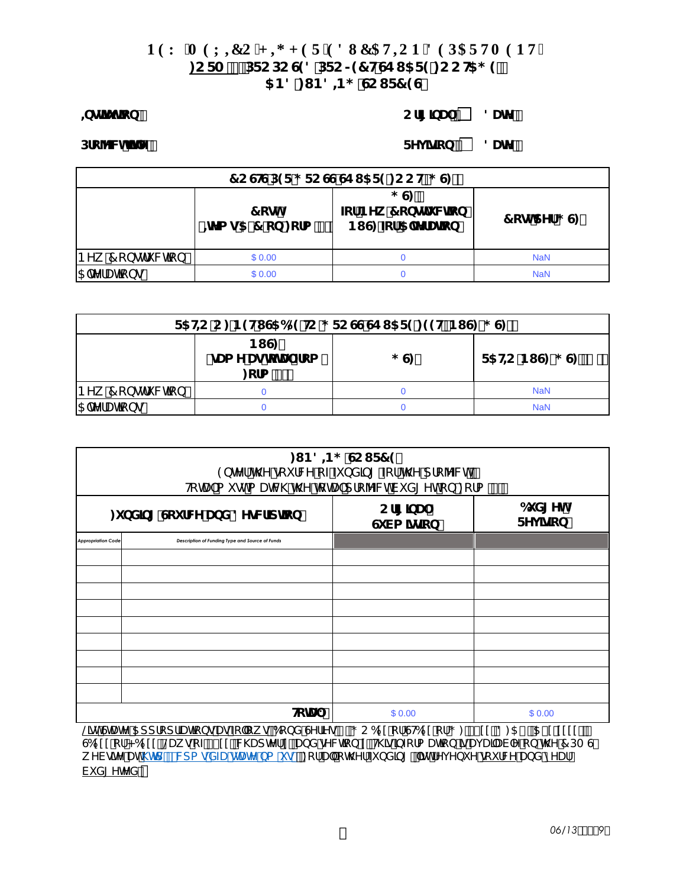# NEW MEXICO HIGHER EDUCATION DEPARTMENT
## FORM: PROPOSED PROJECT SQUARE FOOTAGE AND FUNDING SOURCES

**Institution:**  **Original Date:**

**Project Title:**  **Revision Date:**

| COSTS PER GROSS SQUARE FOOTAGE (GSF) | | | |
|---|---|---|---|
| | Costs (Items A & C on Form) | GSF for New Construction / NSF for Alteration | Cost per GSF |
| New Construction | $ 0.00 | 0 | NaN |
| Alterations | $ 0.00 | 0 | NaN |

| RATIO OF NET USABLE TO GROSS SQUARE FEET (NSF/GSF) | | | |
|---|---|---|---|
| | NSF (same as total on Form) | GSF | RATIO (NSF/GSF) |
| New Construction | 0 | 0 | NaN |
| Alterations | 0 | 0 | NaN |

| FUNDING SOURCE<br>Enter the source of funding for the project.<br>Total amount must match the total project budget on Form | | | |
|---|---|---|---|
| Funding Source and Description | | Original Submittal | Budget Revision |
| Appropriation Code | Description of Funding Type and Source of Funds | | |
| | | | |
| | | | |
| | | | |
| | | | |
| | | | |
| | | | |
| | | | |
| | | | |
| | | | |
| **Total** | | $ 0.00 | $ 0.00 |

List State Appropriations as follows: Bond Series (GOBxx or STBxx or GF) xx, DFA # A xxxxx, SBxx or HBxx, Laws of xxxx, chapter x and section x. This information is available from the CBMS website at http://cbms.nmhed.state.nm.us. For all other funding, list revenue source and year budgeted.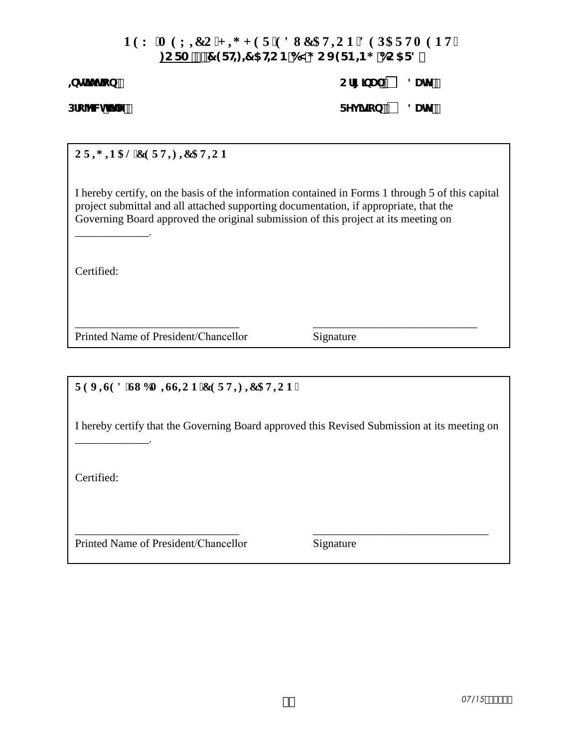**NEW MEXICO HIGHER EDUCATION DEPARTMENT**

**FORM : CERTIFICATION BY GOVERNING BOARD**

**Institution:** 　　　　　　　　　　　　　　　　**Original Date:**

**Project Title:** 　　　　　　　　　　　　　　　**Revision Date:**

---

**ORIGINAL CERTIFICATION**

I hereby certify, on the basis of the information contained in Forms 1 through 5 of this capital project submittal and all attached supporting documentation, if appropriate, that the Governing Board approved the original submission of this project at its meeting on _____________.

Certified:

_____________________________ 　　　　　 _____________________________

Printed Name of President/Chancellor 　　　　　 Signature

---

**REVISED SUBMISSION CERTIFICATION**

I hereby certify that the Governing Board approved this Revised Submission at its meeting on _____________.

Certified:

_____________________________ 　　　　　 _______________________________

Printed Name of President/Chancellor 　　　　　 Signature